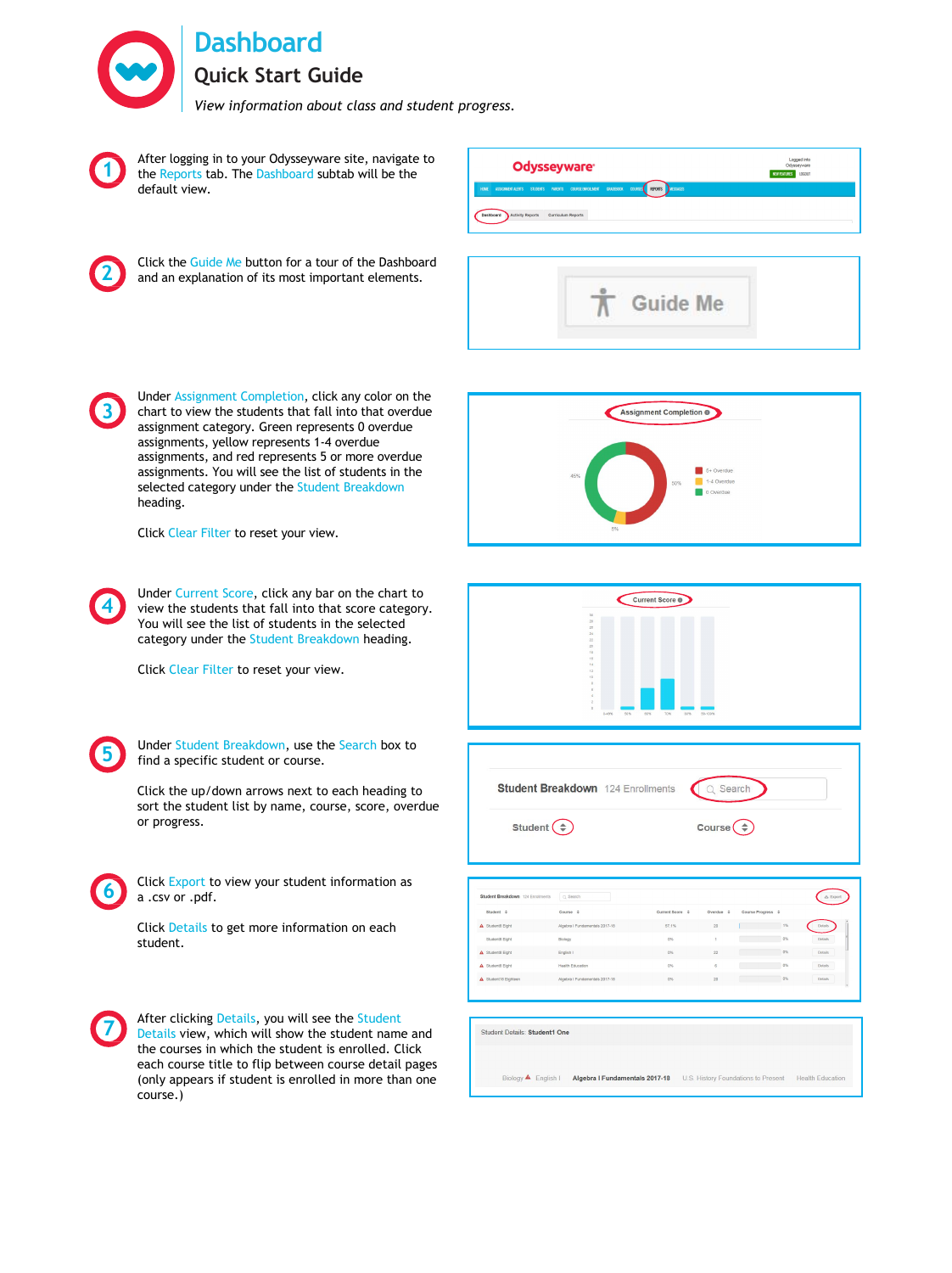# Dashboard

## Quick Start Guide

*View information about class and student progress.*

1. After logging in to your Odysseyware site, navigate to the Reports tab. The Dashboard subtab will be the default view.

2. Click the Guide Me button for a tour of the Dashboard and an explanation of its most important elements.

3. Under Assignment Completion, click any color on the chart to view the students that fall into that overdue assignment category. Green represents 0 overdue assignments, yellow represents 1-4 overdue assignments, and red represents 5 or more overdue assignments. You will see the list of students in the selected category under the Student Breakdown heading.

   Click Clear Filter to reset your view.

4. Under Current Score, click any bar on the chart to view the students that fall into that score category. You will see the list of students in the selected category under the Student Breakdown heading.

   Click Clear Filter to reset your view.

5. Under Student Breakdown, use the Search box to find a specific student or course.

   Click the up/down arrows next to each heading to sort the student list by name, course, score, overdue or progress.

6. Click Export to view your student information as a .csv or .pdf.

   Click Details to get more information on each student.

7. After clicking Details, you will see the Student Details view, which will show the student name and the courses in which the student is enrolled. Click each course title to flip between course detail pages (only appears if student is enrolled in more than one course.)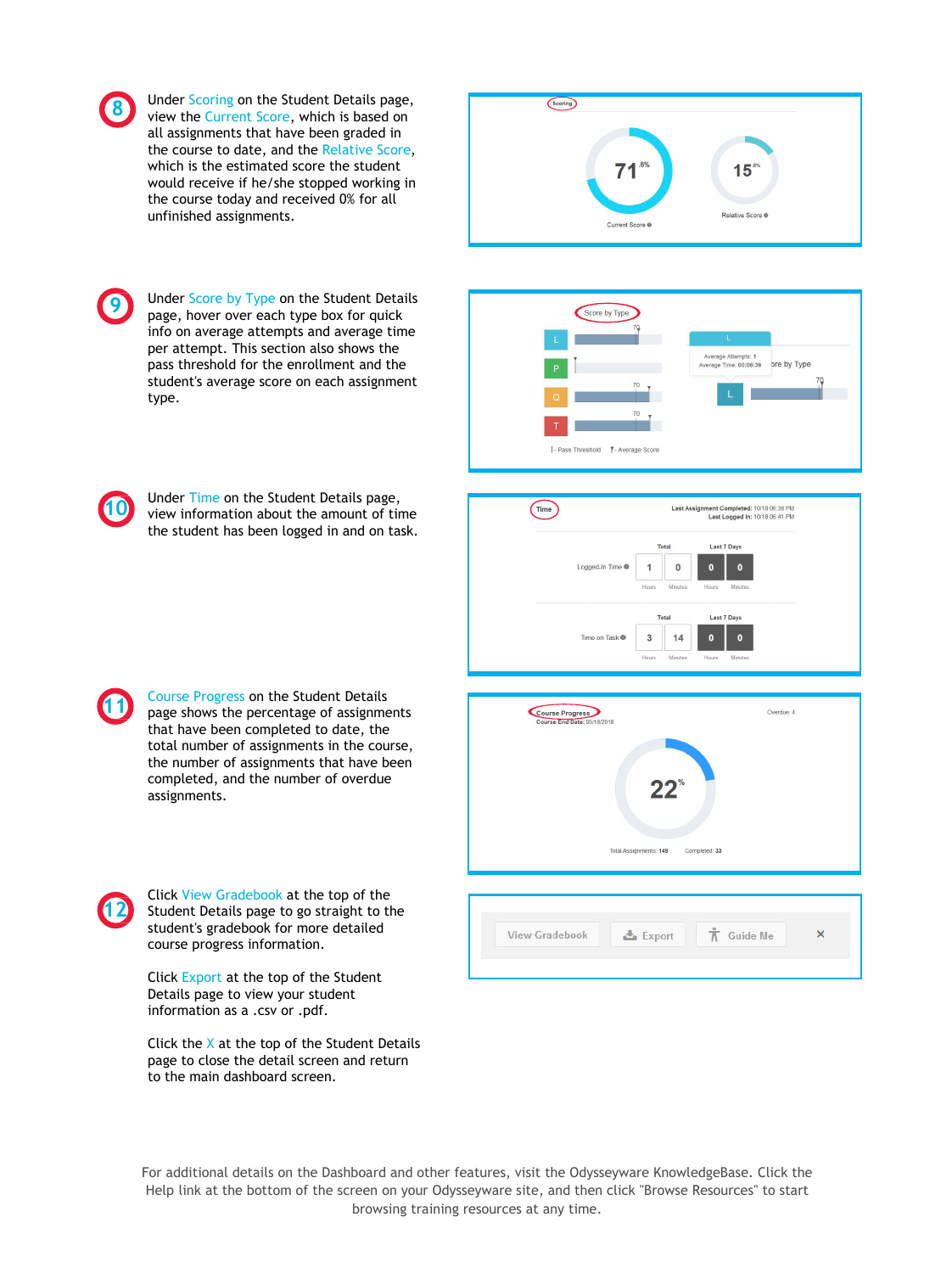**8** Under Scoring on the Student Details page, view the Current Score, which is based on all assignments that have been graded in the course to date, and the Relative Score, which is the estimated score the student would receive if he/she stopped working in the course today and received 0% for all unfinished assignments.

**9** Under Score by Type on the Student Details page, hover over each type box for quick info on average attempts and average time per attempt. This section also shows the pass threshold for the enrollment and the student's average score on each assignment type.

**10** Under Time on the Student Details page, view information about the amount of time the student has been logged in and on task.

**11** Course Progress on the Student Details page shows the percentage of assignments that have been completed to date, the total number of assignments in the course, the number of assignments that have been completed, and the number of overdue assignments.

**12** Click View Gradebook at the top of the Student Details page to go straight to the student's gradebook for more detailed course progress information.

Click Export at the top of the Student Details page to view your student information as a .csv or .pdf.

Click the X at the top of the Student Details page to close the detail screen and return to the main dashboard screen.

For additional details on the Dashboard and other features, visit the Odysseyware KnowledgeBase. Click the Help link at the bottom of the screen on your Odysseyware site, and then click "Browse Resources" to start browsing training resources at any time.